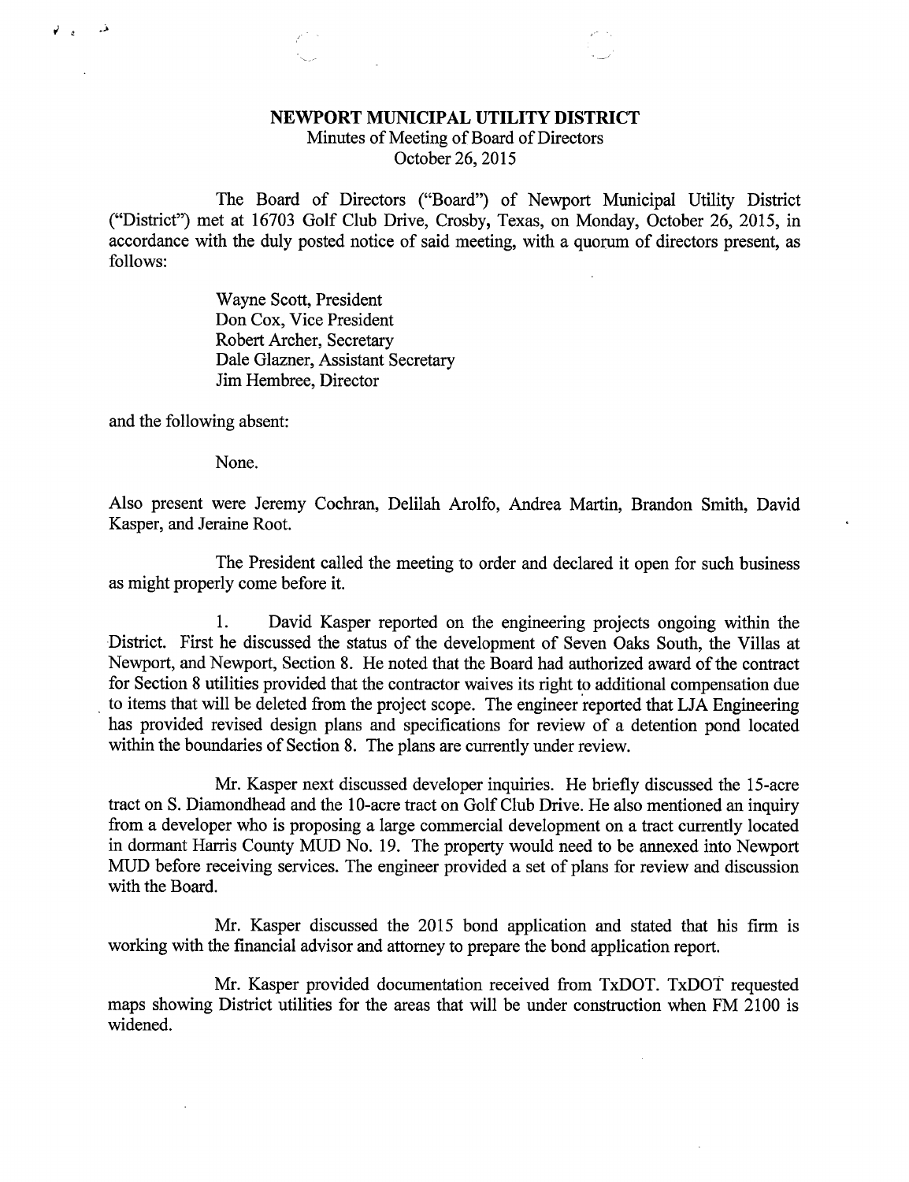# NEWPORT MUNICIPAL UTILITY DISTRICT

Minutes of Meeting of Board of Directors
October 26, 2015

The Board of Directors ("Board") of Newport Municipal Utility District ("District") met at 16703 Golf Club Drive, Crosby, Texas, on Monday, October 26, 2015, in accordance with the duly posted notice of said meeting, with a quorum of directors present, as follows:

Wayne Scott, President
Don Cox, Vice President
Robert Archer, Secretary
Dale Glazner, Assistant Secretary
Jim Hembree, Director

and the following absent:

None.

Also present were Jeremy Cochran, Delilah Arolfo, Andrea Martin, Brandon Smith, David Kasper, and Jeraine Root.

The President called the meeting to order and declared it open for such business as might properly come before it.

1. David Kasper reported on the engineering projects ongoing within the District. First he discussed the status of the development of Seven Oaks South, the Villas at Newport, and Newport, Section 8. He noted that the Board had authorized award of the contract for Section 8 utilities provided that the contractor waives its right to additional compensation due to items that will be deleted from the project scope. The engineer reported that LJA Engineering has provided revised design plans and specifications for review of a detention pond located within the boundaries of Section 8. The plans are currently under review.

Mr. Kasper next discussed developer inquiries. He briefly discussed the 15-acre tract on S. Diamondhead and the 10-acre tract on Golf Club Drive. He also mentioned an inquiry from a developer who is proposing a large commercial development on a tract currently located in dormant Harris County MUD No. 19. The property would need to be annexed into Newport MUD before receiving services. The engineer provided a set of plans for review and discussion with the Board.

Mr. Kasper discussed the 2015 bond application and stated that his firm is working with the financial advisor and attorney to prepare the bond application report.

Mr. Kasper provided documentation received from TxDOT. TxDOT requested maps showing District utilities for the areas that will be under construction when FM 2100 is widened.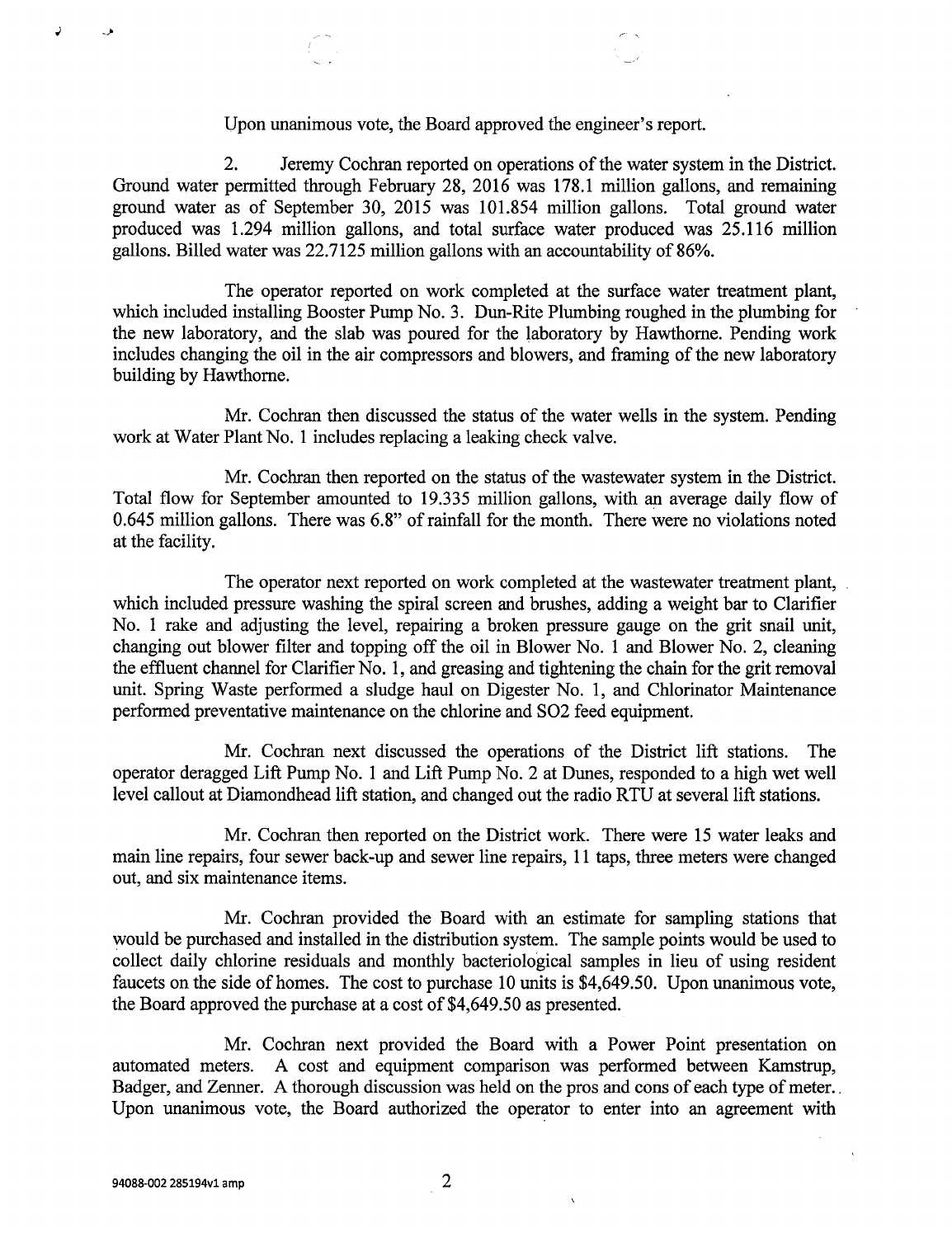Upon unanimous vote, the Board approved the engineer's report.

2. Jeremy Cochran reported on operations of the water system in the District. Ground water permitted through February 28, 2016 was 178.1 million gallons, and remaining ground water as of September 30, 2015 was 101.854 million gallons. Total ground water produced was 1.294 million gallons, and total surface water produced was 25.116 million gallons. Billed water was 22.7125 million gallons with an accountability of 86%.

The operator reported on work completed at the surface water treatment plant, which included installing Booster Pump No. 3. Dun-Rite Plumbing roughed in the plumbing for the new laboratory, and the slab was poured for the laboratory by Hawthorne. Pending work includes changing the oil in the air compressors and blowers, and framing of the new laboratory building by Hawthorne.

Mr. Cochran then discussed the status of the water wells in the system. Pending work at Water Plant No. 1 includes replacing a leaking check valve.

Mr. Cochran then reported on the status of the wastewater system in the District. Total flow for September amounted to 19.335 million gallons, with an average daily flow of 0.645 million gallons. There was 6.8" of rainfall for the month. There were no violations noted at the facility.

The operator next reported on work completed at the wastewater treatment plant, which included pressure washing the spiral screen and brushes, adding a weight bar to Clarifier No. 1 rake and adjusting the level, repairing a broken pressure gauge on the grit snail unit, changing out blower filter and topping off the oil in Blower No. 1 and Blower No. 2, cleaning the effluent channel for Clarifier No. 1, and greasing and tightening the chain for the grit removal unit. Spring Waste performed a sludge haul on Digester No. 1, and Chlorinator Maintenance performed preventative maintenance on the chlorine and $SO_2$ feed equipment.

Mr. Cochran next discussed the operations of the District lift stations. The operator deragged Lift Pump No. 1 and Lift Pump No. 2 at Dunes, responded to a high wet well level callout at Diamondhead lift station, and changed out the radio RTU at several lift stations.

Mr. Cochran then reported on the District work. There were 15 water leaks and main line repairs, four sewer back-up and sewer line repairs, 11 taps, three meters were changed out, and six maintenance items.

Mr. Cochran provided the Board with an estimate for sampling stations that would be purchased and installed in the distribution system. The sample points would be used to collect daily chlorine residuals and monthly bacteriological samples in lieu of using resident faucets on the side of homes. The cost to purchase 10 units is $4,649.50. Upon unanimous vote, the Board approved the purchase at a cost of $4,649.50 as presented.

Mr. Cochran next provided the Board with a Power Point presentation on automated meters. A cost and equipment comparison was performed between Kamstrup, Badger, and Zenner. A thorough discussion was held on the pros and cons of each type of meter. Upon unanimous vote, the Board authorized the operator to enter into an agreement with

94088-002 285194v1 amp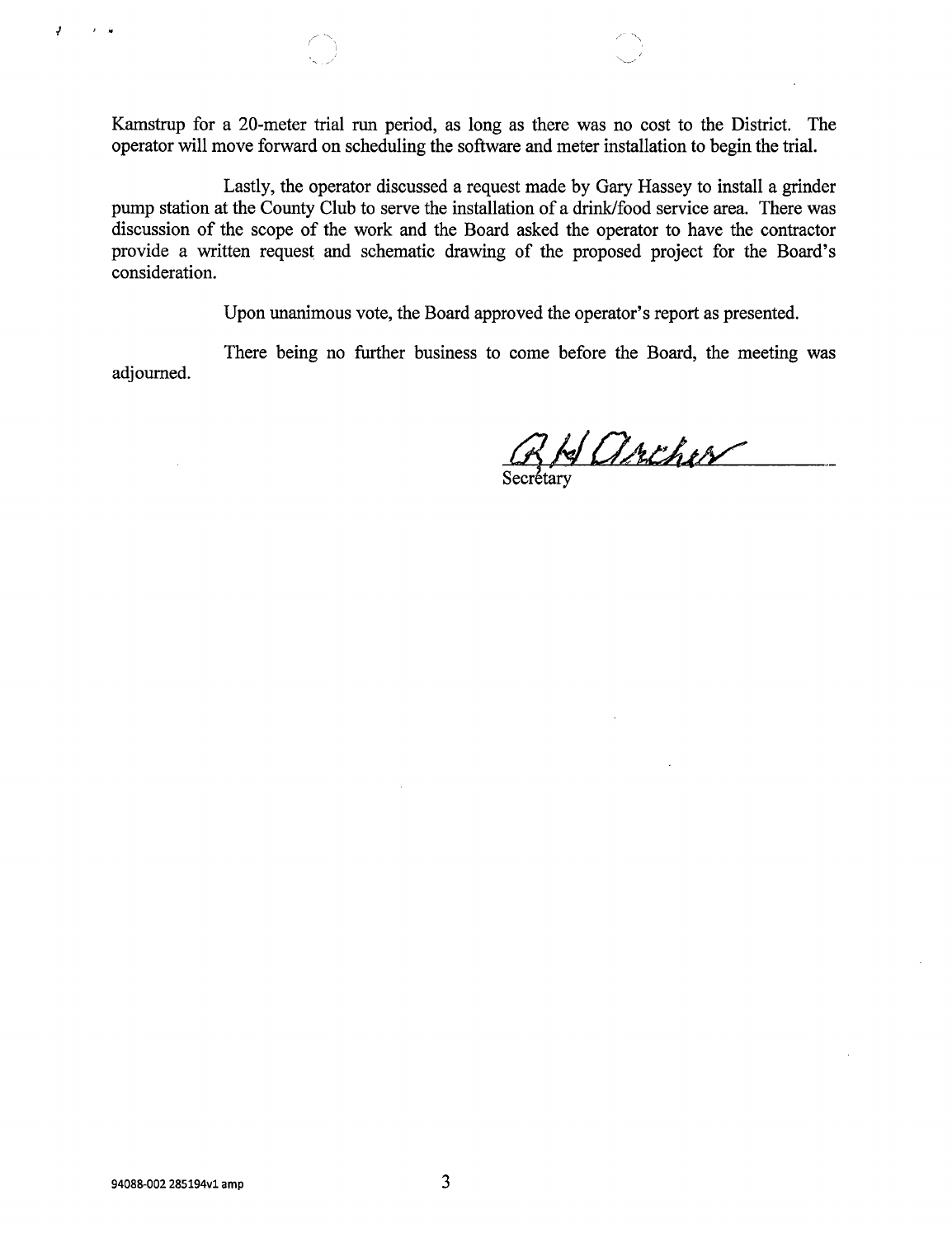Kamstrup for a 20-meter trial run period, as long as there was no cost to the District. The operator will move forward on scheduling the software and meter installation to begin the trial.

Lastly, the operator discussed a request made by Gary Hassey to install a grinder pump station at the County Club to serve the installation of a drink/food service area. There was discussion of the scope of the work and the Board asked the operator to have the contractor provide a written request and schematic drawing of the proposed project for the Board's consideration.

Upon unanimous vote, the Board approved the operator's report as presented.

There being no further business to come before the Board, the meeting was adjourned.

R H Archer

Secretary

94088-002 285194v1 amp